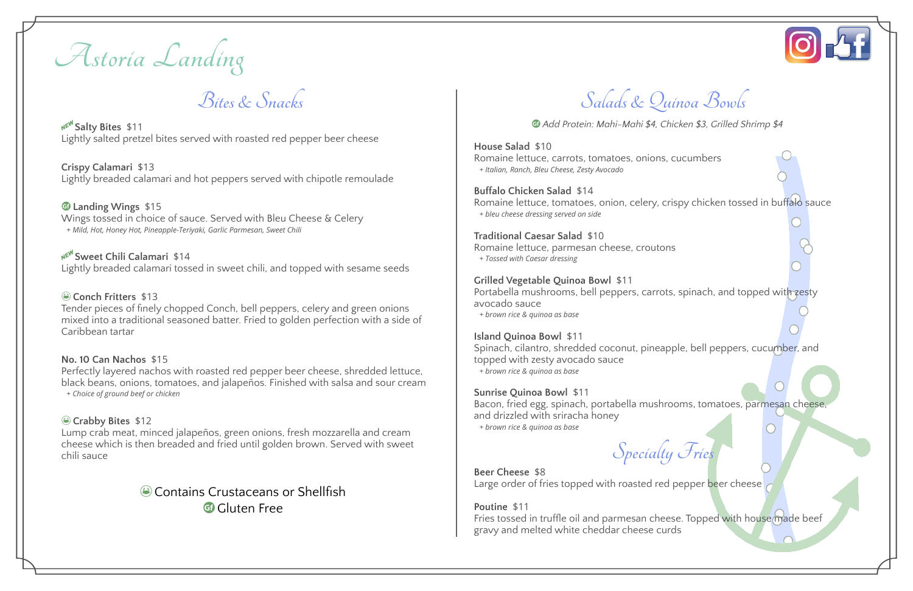# Astoria Landing

## Bites & Snacks

**Salty Bites** $11 *(NEW)*
Lightly salted pretzel bites served with roasted red pepper beer cheese

**Crispy Calamari** $13
Lightly breaded calamari and hot peppers served with chipotle remoulade

**Landing Wings** $15 *(GF)*
Wings tossed in choice of sauce. Served with Bleu Cheese & Celery
*+ Mild, Hot, Honey Hot, Pineapple-Teriyaki, Garlic Parmesan, Sweet Chili*

**Sweet Chili Calamari** $14 *(NEW)*
Lightly breaded calamari tossed in sweet chili, and topped with sesame seeds

**Conch Fritters** $13 *(Contains Crustaceans or Shellfish)*
Tender pieces of finely chopped Conch, bell peppers, celery and green onions mixed into a traditional seasoned batter. Fried to golden perfection with a side of Caribbean tartar

**No. 10 Can Nachos** $15
Perfectly layered nachos with roasted red pepper beer cheese, shredded lettuce, black beans, onions, tomatoes, and jalapeños. Finished with salsa and sour cream
*+ Choice of ground beef or chicken*

**Crabby Bites** $12 *(Contains Crustaceans or Shellfish)*
Lump crab meat, minced jalapeños, green onions, fresh mozzarella and cream cheese which is then breaded and fried until golden brown. Served with sweet chili sauce

Contains Crustaceans or Shellfish
GF Gluten Free

## Salads & Quinoa Bowls

*GF Add Protein: Mahi-Mahi $4, Chicken $3, Grilled Shrimp $4*

**House Salad** $10
Romaine lettuce, carrots, tomatoes, onions, cucumbers
*+ Italian, Ranch, Bleu Cheese, Zesty Avocado*

**Buffalo Chicken Salad** $14
Romaine lettuce, tomatoes, onion, celery, crispy chicken tossed in buffalo sauce
*+ bleu cheese dressing served on side*

**Traditional Caesar Salad** $10
Romaine lettuce, parmesan cheese, croutons
*+ Tossed with Caesar dressing*

**Grilled Vegetable Quinoa Bowl** $11
Portabella mushrooms, bell peppers, carrots, spinach, and topped with zesty avocado sauce
*+ brown rice & quinoa as base*

**Island Quinoa Bowl** $11
Spinach, cilantro, shredded coconut, pineapple, bell peppers, cucumber, and topped with zesty avocado sauce
*+ brown rice & quinoa as base*

**Sunrise Quinoa Bowl** $11
Bacon, fried egg, spinach, portabella mushrooms, tomatoes, parmesan cheese, and drizzled with sriracha honey
*+ brown rice & quinoa as base*

## Specialty Fries

**Beer Cheese** $8
Large order of fries topped with roasted red pepper beer cheese

**Poutine** $11
Fries tossed in truffle oil and parmesan cheese. Topped with house made beef gravy and melted white cheddar cheese curds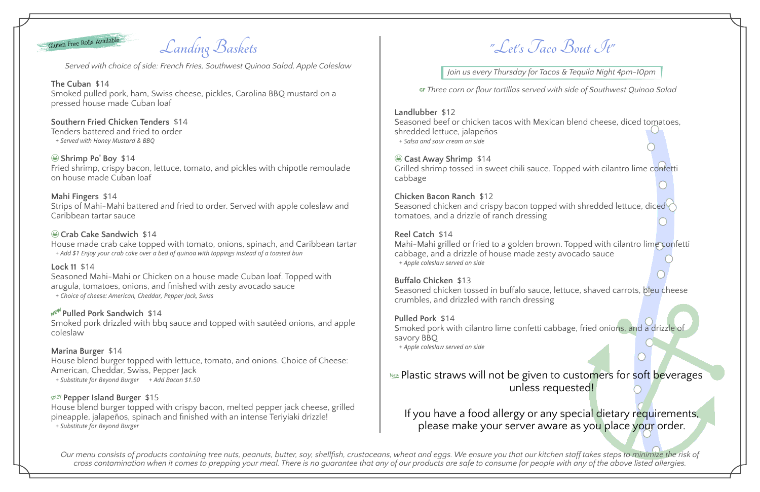Gluten Free Rolls Available

## Landing Baskets

*Served with choice of side: French Fries, Southwest Quinoa Salad, Apple Coleslaw*

**The Cuban** $14
Smoked pulled pork, ham, Swiss cheese, pickles, Carolina BBQ mustard on a pressed house made Cuban loaf

**Southern Fried Chicken Tenders** $14
Tenders battered and fried to order
*+ Served with Honey Mustard & BBQ*

**Shrimp Po' Boy** $14
Fried shrimp, crispy bacon, lettuce, tomato, and pickles with chipotle remoulade on house made Cuban loaf

**Mahi Fingers** $14
Strips of Mahi-Mahi battered and fried to order. Served with apple coleslaw and Caribbean tartar sauce

**Crab Cake Sandwich** $14
House made crab cake topped with tomato, onions, spinach, and Caribbean tartar
*+ Add $1 Enjoy your crab cake over a bed of quinoa with toppings instead of a toasted bun*

**Lock 11** $14
Seasoned Mahi-Mahi or Chicken on a house made Cuban loaf. Topped with arugula, tomatoes, onions, and finished with zesty avocado sauce
*+ Choice of cheese: American, Cheddar, Pepper Jack, Swiss*

NEW **Pulled Pork Sandwich** $14
Smoked pork drizzled with bbq sauce and topped with sautéed onions, and apple coleslaw

**Marina Burger** $14
House blend burger topped with lettuce, tomato, and onions. Choice of Cheese: American, Cheddar, Swiss, Pepper Jack
*+ Substitute for Beyond Burger* *+ Add Bacon $1.50*

SPICY **Pepper Island Burger** $15
House blend burger topped with crispy bacon, melted pepper jack cheese, grilled pineapple, jalapeños, spinach and finished with an intense Teriyiaki drizzle!
*+ Substitute for Beyond Burger*

## "Let's Taco Bout It"

*Join us every Thursday for Tacos & Tequila Night 4pm-10pm*

GF *Three corn or flour tortillas served with side of Southwest Quinoa Salad*

**Landlubber** $12
Seasoned beef or chicken tacos with Mexican blend cheese, diced tomatoes, shredded lettuce, jalapeños
*+ Salsa and sour cream on side*

**Cast Away Shrimp** $14
Grilled shrimp tossed in sweet chili sauce. Topped with cilantro lime confetti cabbage

**Chicken Bacon Ranch** $12
Seasoned chicken and crispy bacon topped with shredded lettuce, diced tomatoes, and a drizzle of ranch dressing

**Reel Catch** $14
Mahi-Mahi grilled or fried to a golden brown. Topped with cilantro lime confetti cabbage, and a drizzle of house made zesty avocado sauce
*+ Apple coleslaw served on side*

**Buffalo Chicken** $13
Seasoned chicken tossed in buffalo sauce, lettuce, shaved carrots, bleu cheese crumbles, and drizzled with ranch dressing

**Pulled Pork** $14
Smoked pork with cilantro lime confetti cabbage, fried onions, and a drizzle of savory BBQ
*+ Apple coleslaw served on side*

New Plastic straws will not be given to customers for soft beverages unless requested!

If you have a food allergy or any special dietary requirements, please make your server aware as you place your order.

*Our menu consists of products containing tree nuts, peanuts, butter, soy, shellfish, crustaceans, wheat and eggs. We ensure you that our kitchen staff takes steps to minimize the risk of cross contamination when it comes to prepping your meal. There is no guarantee that any of our products are safe to consume for people with any of the above listed allergies.*